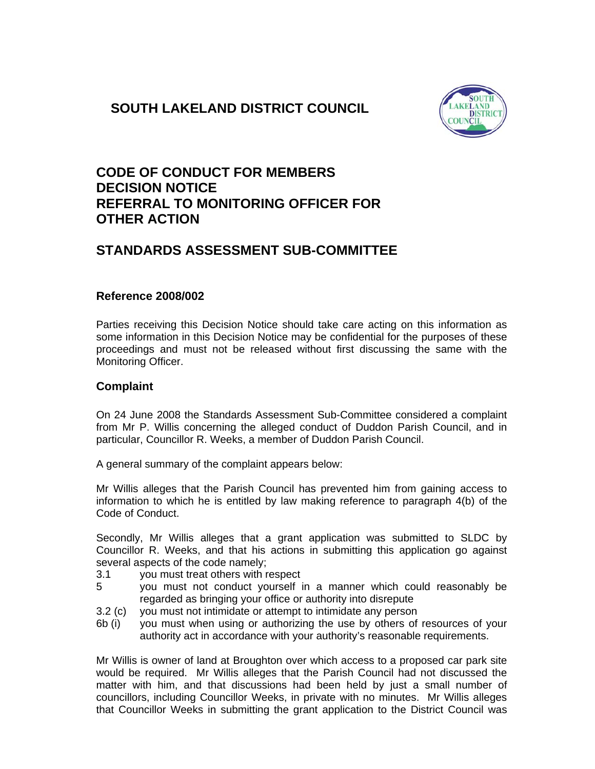# SOUTH LAKELAND DISTRICT COUNCIL

## CODE OF CONDUCT FOR MEMBERS
## DECISION NOTICE
## REFERRAL TO MONITORING OFFICER FOR OTHER ACTION

## STANDARDS ASSESSMENT SUB-COMMITTEE

### Reference 2008/002

Parties receiving this Decision Notice should take care acting on this information as some information in this Decision Notice may be confidential for the purposes of these proceedings and must not be released without first discussing the same with the Monitoring Officer.

### Complaint

On 24 June 2008 the Standards Assessment Sub-Committee considered a complaint from Mr P. Willis concerning the alleged conduct of Duddon Parish Council, and in particular, Councillor R. Weeks, a member of Duddon Parish Council.

A general summary of the complaint appears below:

Mr Willis alleges that the Parish Council has prevented him from gaining access to information to which he is entitled by law making reference to paragraph 4(b) of the Code of Conduct.

Secondly, Mr Willis alleges that a grant application was submitted to SLDC by Councillor R. Weeks, and that his actions in submitting this application go against several aspects of the code namely;

- 3.1 you must treat others with respect
- 5 you must not conduct yourself in a manner which could reasonably be regarded as bringing your office or authority into disrepute
- 3.2 (c) you must not intimidate or attempt to intimidate any person
- 6b (i) you must when using or authorizing the use by others of resources of your authority act in accordance with your authority's reasonable requirements.

Mr Willis is owner of land at Broughton over which access to a proposed car park site would be required. Mr Willis alleges that the Parish Council had not discussed the matter with him, and that discussions had been held by just a small number of councillors, including Councillor Weeks, in private with no minutes. Mr Willis alleges that Councillor Weeks in submitting the grant application to the District Council was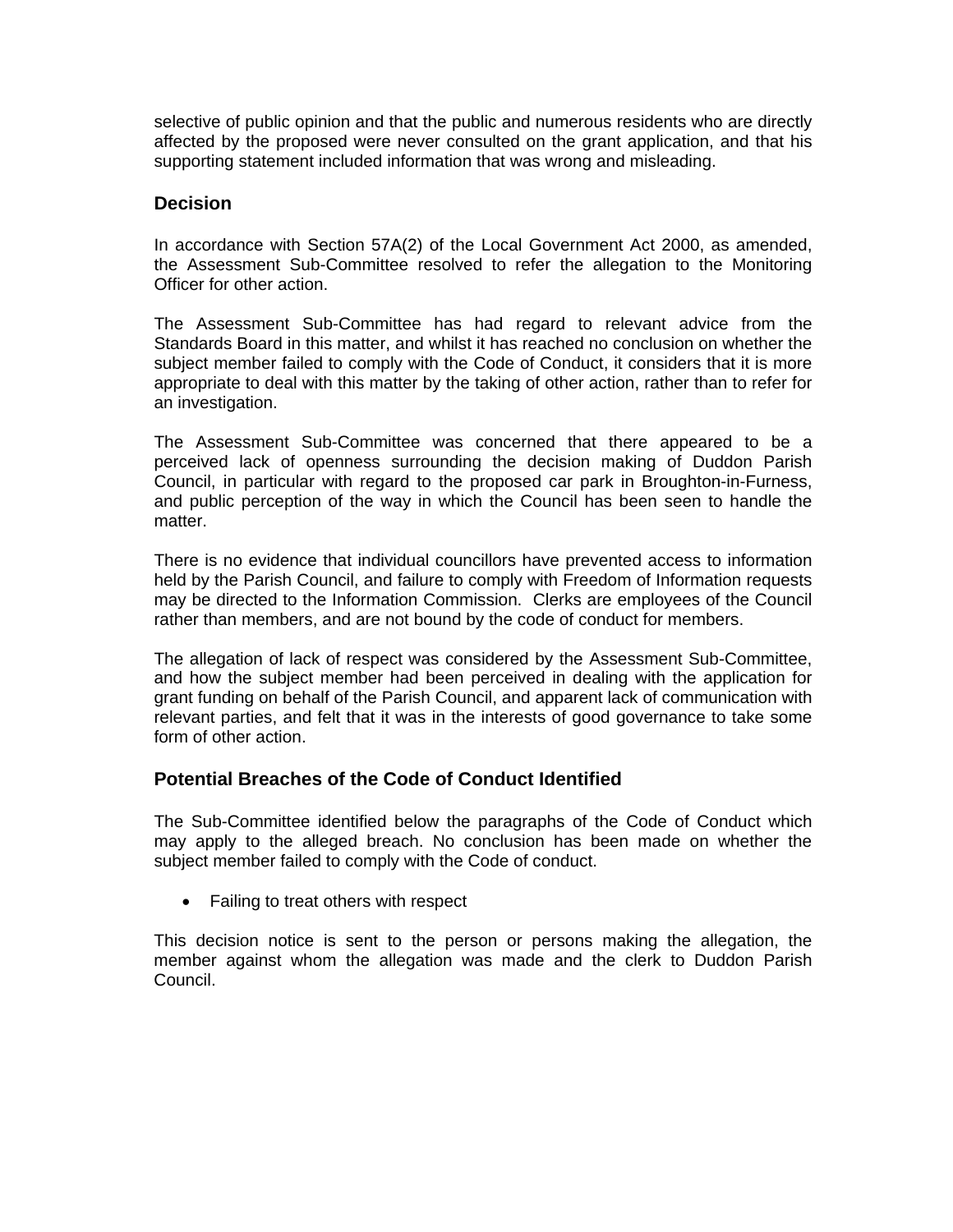selective of public opinion and that the public and numerous residents who are directly affected by the proposed were never consulted on the grant application, and that his supporting statement included information that was wrong and misleading.

## Decision

In accordance with Section 57A(2) of the Local Government Act 2000, as amended, the Assessment Sub-Committee resolved to refer the allegation to the Monitoring Officer for other action.

The Assessment Sub-Committee has had regard to relevant advice from the Standards Board in this matter, and whilst it has reached no conclusion on whether the subject member failed to comply with the Code of Conduct, it considers that it is more appropriate to deal with this matter by the taking of other action, rather than to refer for an investigation.

The Assessment Sub-Committee was concerned that there appeared to be a perceived lack of openness surrounding the decision making of Duddon Parish Council, in particular with regard to the proposed car park in Broughton-in-Furness, and public perception of the way in which the Council has been seen to handle the matter.

There is no evidence that individual councillors have prevented access to information held by the Parish Council, and failure to comply with Freedom of Information requests may be directed to the Information Commission. Clerks are employees of the Council rather than members, and are not bound by the code of conduct for members.

The allegation of lack of respect was considered by the Assessment Sub-Committee, and how the subject member had been perceived in dealing with the application for grant funding on behalf of the Parish Council, and apparent lack of communication with relevant parties, and felt that it was in the interests of good governance to take some form of other action.

## Potential Breaches of the Code of Conduct Identified

The Sub-Committee identified below the paragraphs of the Code of Conduct which may apply to the alleged breach. No conclusion has been made on whether the subject member failed to comply with the Code of conduct.

- Failing to treat others with respect

This decision notice is sent to the person or persons making the allegation, the member against whom the allegation was made and the clerk to Duddon Parish Council.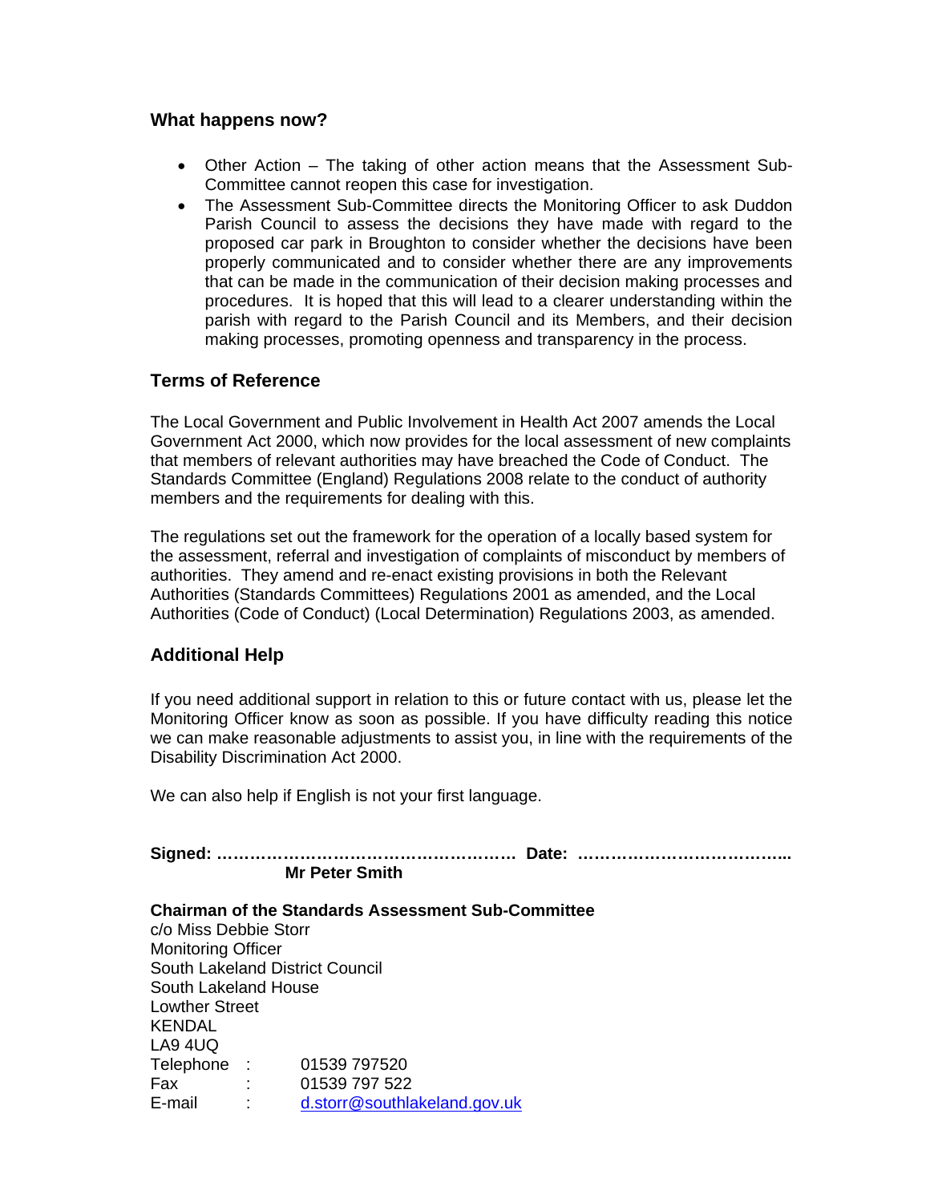## What happens now?

- Other Action – The taking of other action means that the Assessment Sub-Committee cannot reopen this case for investigation.
- The Assessment Sub-Committee directs the Monitoring Officer to ask Duddon Parish Council to assess the decisions they have made with regard to the proposed car park in Broughton to consider whether the decisions have been properly communicated and to consider whether there are any improvements that can be made in the communication of their decision making processes and procedures. It is hoped that this will lead to a clearer understanding within the parish with regard to the Parish Council and its Members, and their decision making processes, promoting openness and transparency in the process.

## Terms of Reference

The Local Government and Public Involvement in Health Act 2007 amends the Local Government Act 2000, which now provides for the local assessment of new complaints that members of relevant authorities may have breached the Code of Conduct. The Standards Committee (England) Regulations 2008 relate to the conduct of authority members and the requirements for dealing with this.

The regulations set out the framework for the operation of a locally based system for the assessment, referral and investigation of complaints of misconduct by members of authorities. They amend and re-enact existing provisions in both the Relevant Authorities (Standards Committees) Regulations 2001 as amended, and the Local Authorities (Code of Conduct) (Local Determination) Regulations 2003, as amended.

## Additional Help

If you need additional support in relation to this or future contact with us, please let the Monitoring Officer know as soon as possible. If you have difficulty reading this notice we can make reasonable adjustments to assist you, in line with the requirements of the Disability Discrimination Act 2000.

We can also help if English is not your first language.

**Signed: ……………………………………………… Date: ………………………………..**
**Mr Peter Smith**

**Chairman of the Standards Assessment Sub-Committee**
c/o Miss Debbie Storr
Monitoring Officer
South Lakeland District Council
South Lakeland House
Lowther Street
KENDAL
LA9 4UQ

| | | |
|---|---|---|
| Telephone | : | 01539 797520 |
| Fax | : | 01539 797 522 |
| E-mail | : | d.storr@southlakeland.gov.uk |